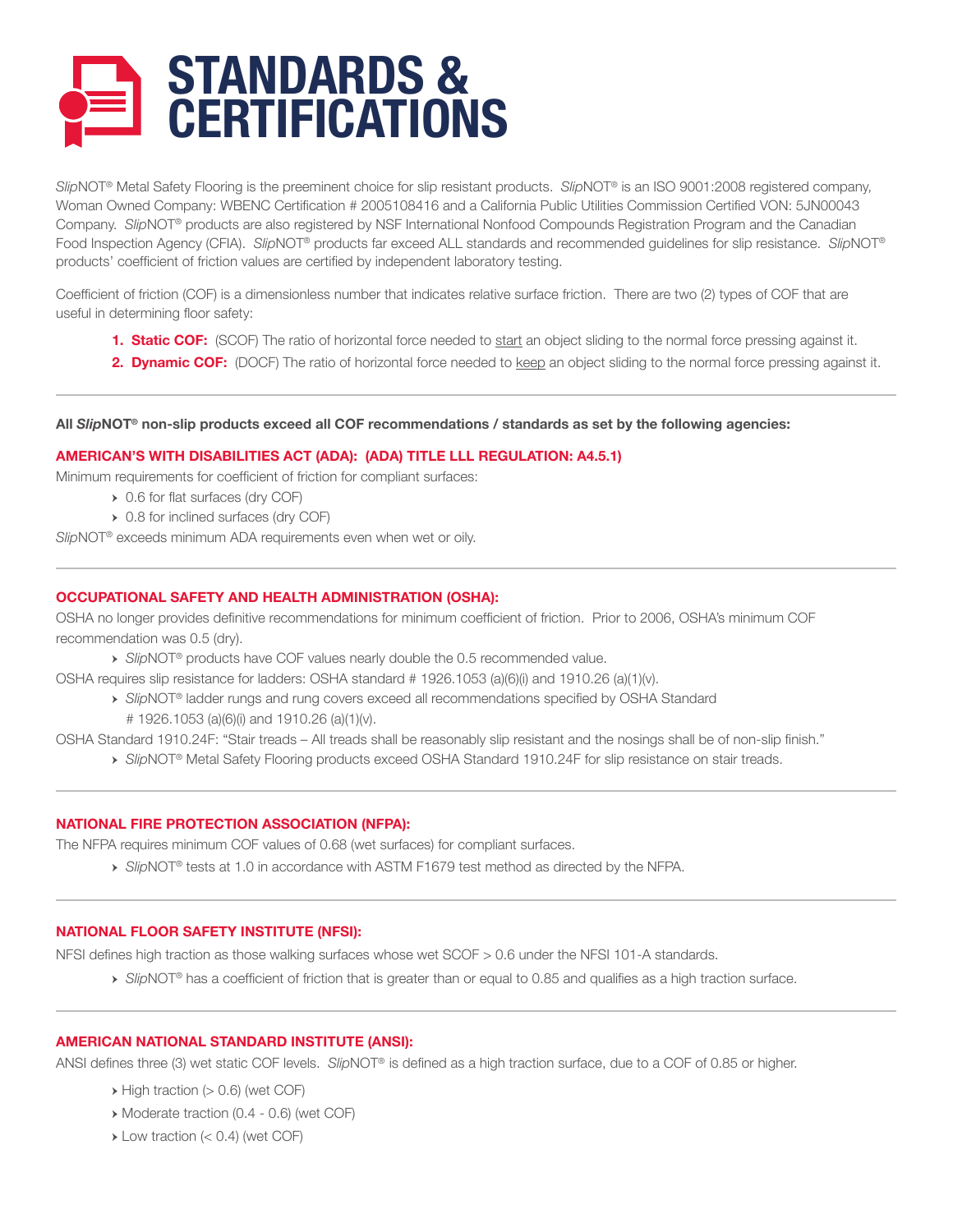# STANDARDS & CERTIFICATIONS

*Slip*NOT® Metal Safety Flooring is the preeminent choice for slip resistant products. *Slip*NOT® is an ISO 9001:2008 registered company, Woman Owned Company: WBENC Certification # 2005108416 and a California Public Utilities Commission Certified VON: 5JN00043 Company. *Slip*NOT® products are also registered by NSF International Nonfood Compounds Registration Program and the Canadian Food Inspection Agency (CFIA). *Slip*NOT® products far exceed ALL standards and recommended guidelines for slip resistance. *Slip*NOT® products' coefficient of friction values are certified by independent laboratory testing.

Coefficient of friction (COF) is a dimensionless number that indicates relative surface friction. There are two (2) types of COF that are useful in determining floor safety:

1. **Static COF:** (SCOF) The ratio of horizontal force needed to start an object sliding to the normal force pressing against it.
2. **Dynamic COF:** (DOCF) The ratio of horizontal force needed to keep an object sliding to the normal force pressing against it.

---

**All *Slip*NOT® non-slip products exceed all COF recommendations / standards as set by the following agencies:**

## AMERICAN'S WITH DISABILITIES ACT (ADA): (ADA) TITLE LLL REGULATION: A4.5.1)

Minimum requirements for coefficient of friction for compliant surfaces:

- 0.6 for flat surfaces (dry COF)
- 0.8 for inclined surfaces (dry COF)

*Slip*NOT® exceeds minimum ADA requirements even when wet or oily.

---

## OCCUPATIONAL SAFETY AND HEALTH ADMINISTRATION (OSHA):

OSHA no longer provides definitive recommendations for minimum coefficient of friction. Prior to 2006, OSHA's minimum COF recommendation was 0.5 (dry).

- *Slip*NOT® products have COF values nearly double the 0.5 recommended value.

OSHA requires slip resistance for ladders: OSHA standard # 1926.1053 (a)(6)(i) and 1910.26 (a)(1)(v).

- *Slip*NOT® ladder rungs and rung covers exceed all recommendations specified by OSHA Standard # 1926.1053 (a)(6)(i) and 1910.26 (a)(1)(v).

OSHA Standard 1910.24F: "Stair treads – All treads shall be reasonably slip resistant and the nosings shall be of non-slip finish."

- *Slip*NOT® Metal Safety Flooring products exceed OSHA Standard 1910.24F for slip resistance on stair treads.

---

## NATIONAL FIRE PROTECTION ASSOCIATION (NFPA):

The NFPA requires minimum COF values of 0.68 (wet surfaces) for compliant surfaces.

- *Slip*NOT® tests at 1.0 in accordance with ASTM F1679 test method as directed by the NFPA.

---

## NATIONAL FLOOR SAFETY INSTITUTE (NFSI):

NFSI defines high traction as those walking surfaces whose wet SCOF > 0.6 under the NFSI 101-A standards.

- *Slip*NOT® has a coefficient of friction that is greater than or equal to 0.85 and qualifies as a high traction surface.

---

## AMERICAN NATIONAL STANDARD INSTITUTE (ANSI):

ANSI defines three (3) wet static COF levels. *Slip*NOT® is defined as a high traction surface, due to a COF of 0.85 or higher.

- High traction (> 0.6) (wet COF)
- Moderate traction (0.4 - 0.6) (wet COF)
- Low traction (< 0.4) (wet COF)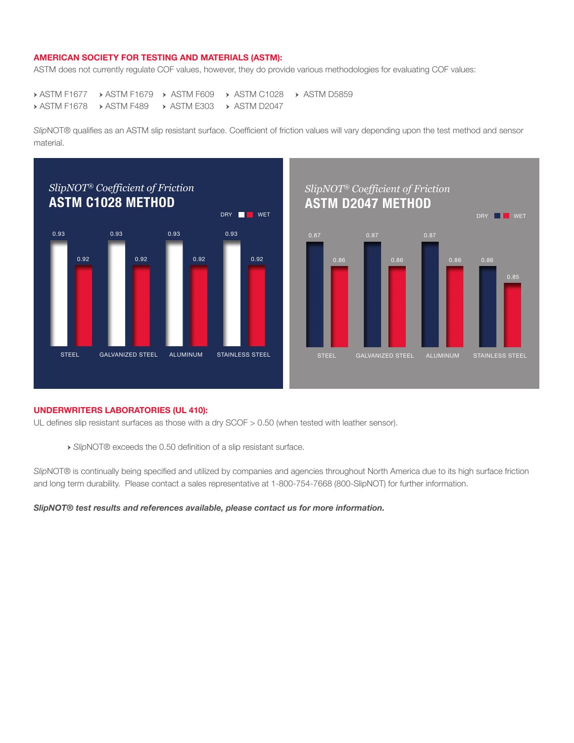**AMERICAN SOCIETY FOR TESTING AND MATERIALS (ASTM):**

ASTM does not currently regulate COF values, however, they do provide various methodologies for evaluating COF values:

- ASTM F1677
- ASTM F1678
- ASTM F1679
- ASTM F489
- ASTM F609
- ASTM E303
- ASTM C1028
- ASTM D2047
- ASTM D5859

*Slip*NOT® qualifies as an ASTM slip resistant surface. Coefficient of friction values will vary depending upon the test method and sensor material.

*SlipNOT® Coefficient of Friction*

**ASTM C1028 METHOD**

DRY WET

0.93 0.92

0.93 0.92

0.93 0.92

0.93 0.92

STEEL GALVANIZED STEEL ALUMINUM STAINLESS STEEL

*SlipNOT® Coefficient of Friction*

**ASTM D2047 METHOD**

DRY WET

0.87 0.86

0.87 0.86

0.87 0.86

0.86 0.85

STEEL GALVANIZED STEEL ALUMINUM STAINLESS STEEL

**UNDERWRITERS LABORATORIES (UL 410):**

UL defines slip resistant surfaces as those with a dry SCOF > 0.50 (when tested with leather sensor).

- *Slip*NOT® exceeds the 0.50 definition of a slip resistant surface.

*Slip*NOT® is continually being specified and utilized by companies and agencies throughout North America due to its high surface friction and long term durability. Please contact a sales representative at 1-800-754-7668 (800-SlipNOT) for further information.

***SlipNOT® test results and references available, please contact us for more information.***